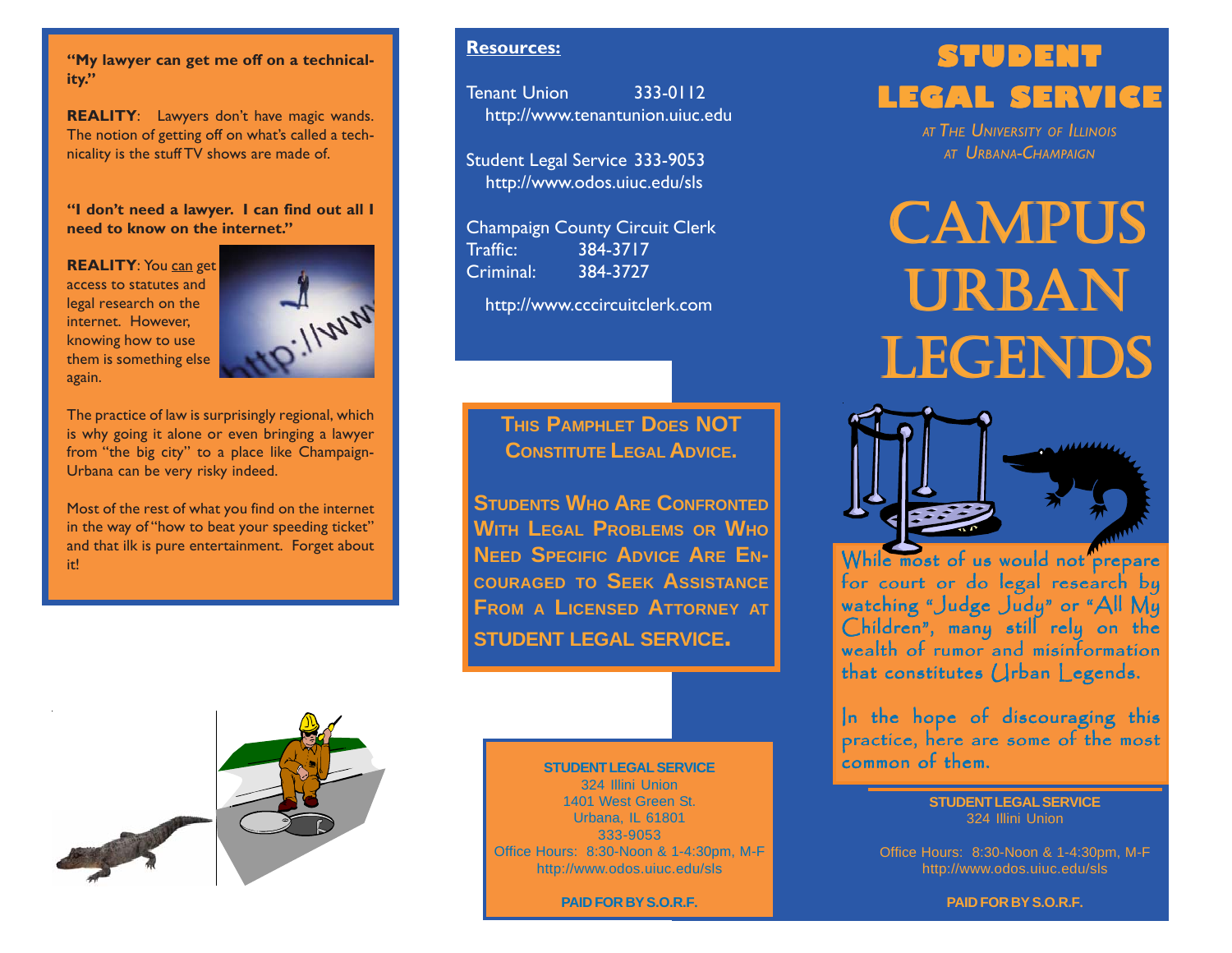**"My lawyer can get me off on a technicality."**

**REALITY**: Lawyers don't have magic wands. The notion of getting off on what's called a technicality is the stuff TV shows are made of.

**"I don't need a lawyer. I can find out all I need to know on the internet."**

**REALITY**: You can get access to statutes and legal research on the internet. However, knowing how to use them is something else again.

The practice of law is surprisingly regional, which is why going it alone or even bringing a lawyer from "the big city" to a place like Champaign-Urbana can be very risky indeed.

Most of the rest of what you find on the internet in the way of "how to beat your speeding ticket" and that ilk is pure entertainment. Forget about it!

**Resources:**

Tenant Union 333-0112
http://www.tenantunion.uiuc.edu

Student Legal Service 333-9053
http://www.odos.uiuc.edu/sls

Champaign County Circuit Clerk
Traffic: 384-3717
Criminal: 384-3727

http://www.cccircuitclerk.com

**THIS PAMPHLET DOES NOT CONSTITUTE LEGAL ADVICE.**

**STUDENTS WHO ARE CONFRONTED WITH LEGAL PROBLEMS OR WHO NEED SPECIFIC ADVICE ARE ENCOURAGED TO SEEK ASSISTANCE FROM A LICENSED ATTORNEY AT STUDENT LEGAL SERVICE.**

**STUDENT LEGAL SERVICE**
324 Illini Union
1401 West Green St.
Urbana, IL 61801
333-9053
Office Hours: 8:30-Noon & 1-4:30pm, M-F
http://www.odos.uiuc.edu/sls

**PAID FOR BY S.O.R.F.**

# STUDENT LEGAL SERVICE

*AT THE UNIVERSITY OF ILLINOIS AT URBANA-CHAMPAIGN*

# CAMPUS URBAN LEGENDS

While most of us would not prepare for court or do legal research by watching "Judge Judy" or "All My Children", many still rely on the wealth of rumor and misinformation that constitutes Urban Legends.

In the hope of discouraging this practice, here are some of the most common of them.

**STUDENT LEGAL SERVICE**
324 Illini Union

Office Hours: 8:30-Noon & 1-4:30pm, M-F
http://www.odos.uiuc.edu/sls

**PAID FOR BY S.O.R.F.**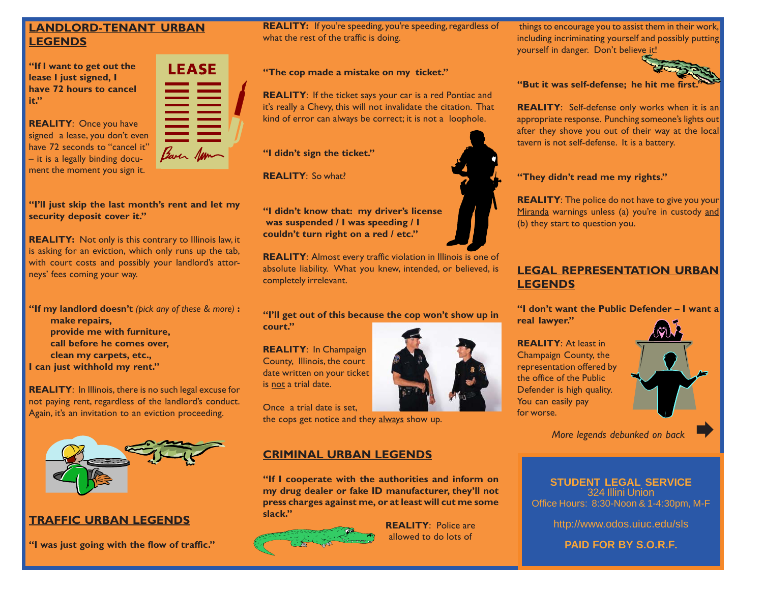## LANDLORD-TENANT URBAN LEGENDS

**"If I want to get out the lease I just signed, I have 72 hours to cancel it."**

**REALITY**: Once you have signed a lease, you don't even have 72 seconds to "cancel it" – it is a legally binding document the moment you sign it.

**"I'll just skip the last month's rent and let my security deposit cover it."**

**REALITY:** Not only is this contrary to Illinois law, it is asking for an eviction, which only runs up the tab, with court costs and possibly your landlord's attorneys' fees coming your way.

**"If my landlord doesn't** *(pick any of these & more)* **:**
**make repairs,**
**provide me with furniture,**
**call before he comes over,**
**clean my carpets, etc.,**
**I can just withhold my rent."**

**REALITY**: In Illinois, there is no such legal excuse for not paying rent, regardless of the landlord's conduct. Again, it's an invitation to an eviction proceeding.

## TRAFFIC URBAN LEGENDS

**"I was just going with the flow of traffic."**

**REALITY:** If you're speeding, you're speeding, regardless of what the rest of the traffic is doing.

**"The cop made a mistake on my ticket."**

**REALITY**: If the ticket says your car is a red Pontiac and it's really a Chevy, this will not invalidate the citation. That kind of error can always be correct; it is not a loophole.

**"I didn't sign the ticket."**

**REALITY**: So what?

**"I didn't know that: my driver's license was suspended / I was speeding / I couldn't turn right on a red / etc."**

**REALITY**: Almost every traffic violation in Illinois is one of absolute liability. What you knew, intended, or believed, is completely irrelevant.

**"I'll get out of this because the cop won't show up in court."**

**REALITY**: In Champaign County, Illinois, the court date written on your ticket is not a trial date.

Once a trial date is set, the cops get notice and they always show up.

## CRIMINAL URBAN LEGENDS

**"If I cooperate with the authorities and inform on my drug dealer or fake ID manufacturer, they'll not press charges against me, or at least will cut me some slack."**

**REALITY**: Police are allowed to do lots of things to encourage you to assist them in their work, including incriminating yourself and possibly putting yourself in danger. Don't believe it!

**"But it was self-defense; he hit me first."**

**REALITY**: Self-defense only works when it is an appropriate response. Punching someone's lights out after they shove you out of their way at the local tavern is not self-defense. It is a battery.

**"They didn't read me my rights."**

**REALITY**: The police do not have to give you your Miranda warnings unless (a) you're in custody and (b) they start to question you.

## LEGAL REPRESENTATION URBAN LEGENDS

**"I don't want the Public Defender – I want a real lawyer."**

**REALITY**: At least in Champaign County, the representation offered by the office of the Public Defender is high quality. You can easily pay for worse.

*More legends debunked on back*

**STUDENT LEGAL SERVICE**
324 Illini Union
Office Hours: 8:30-Noon & 1-4:30pm, M-F

http://www.odos.uiuc.edu/sls

**PAID FOR BY S.O.R.F.**